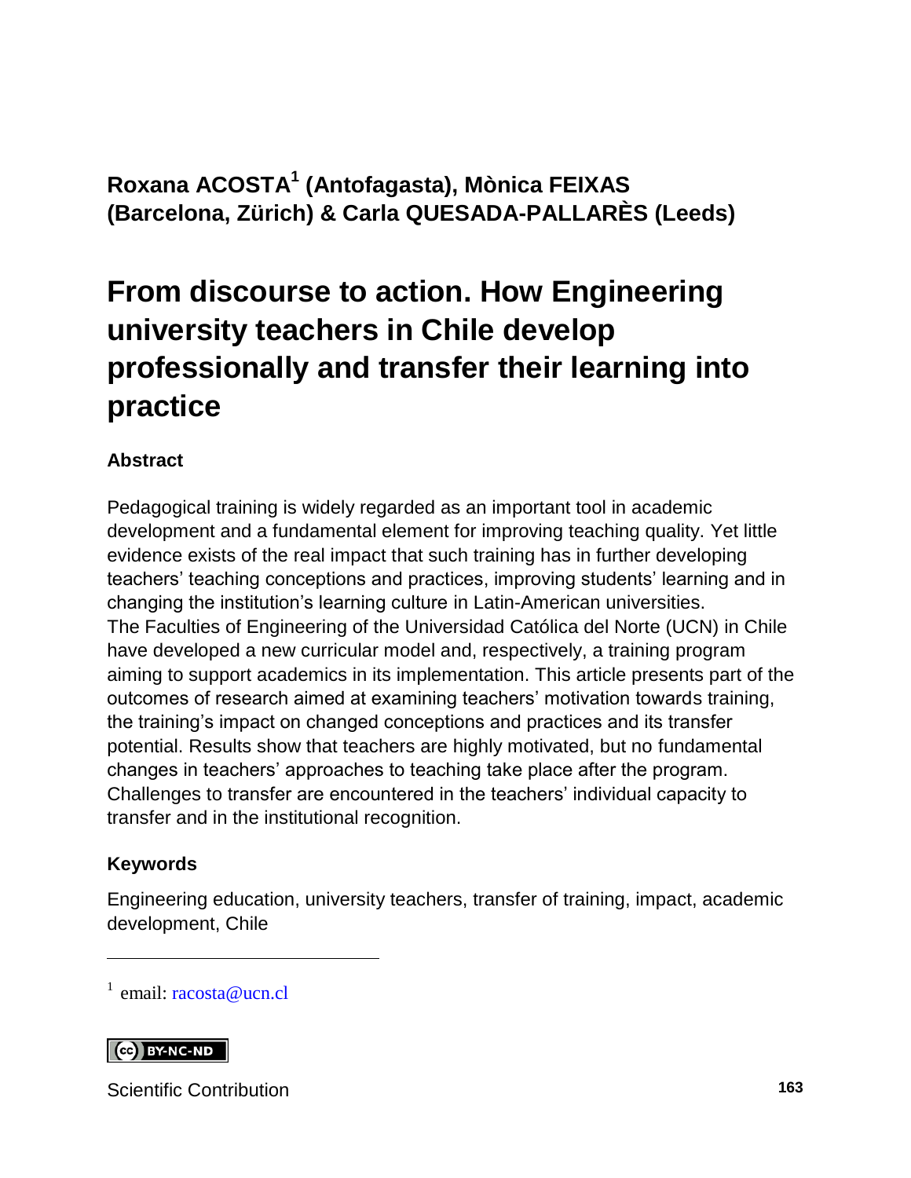**Roxana ACOSTA[1] (Antofagasta), Mònica FEIXAS (Barcelona, Zürich) & Carla QUESADA-PALLARÈS (Leeds)**

# From discourse to action. How Engineering university teachers in Chile develop professionally and transfer their learning into practice

### Abstract

Pedagogical training is widely regarded as an important tool in academic development and a fundamental element for improving teaching quality. Yet little evidence exists of the real impact that such training has in further developing teachers' teaching conceptions and practices, improving students' learning and in changing the institution's learning culture in Latin-American universities. The Faculties of Engineering of the Universidad Católica del Norte (UCN) in Chile have developed a new curricular model and, respectively, a training program aiming to support academics in its implementation. This article presents part of the outcomes of research aimed at examining teachers' motivation towards training, the training's impact on changed conceptions and practices and its transfer potential. Results show that teachers are highly motivated, but no fundamental changes in teachers' approaches to teaching take place after the program. Challenges to transfer are encountered in the teachers' individual capacity to transfer and in the institutional recognition.

### Keywords

Engineering education, university teachers, transfer of training, impact, academic development, Chile

---

[1] email: racosta@ucn.cl

BY-NC-ND

Scientific Contribution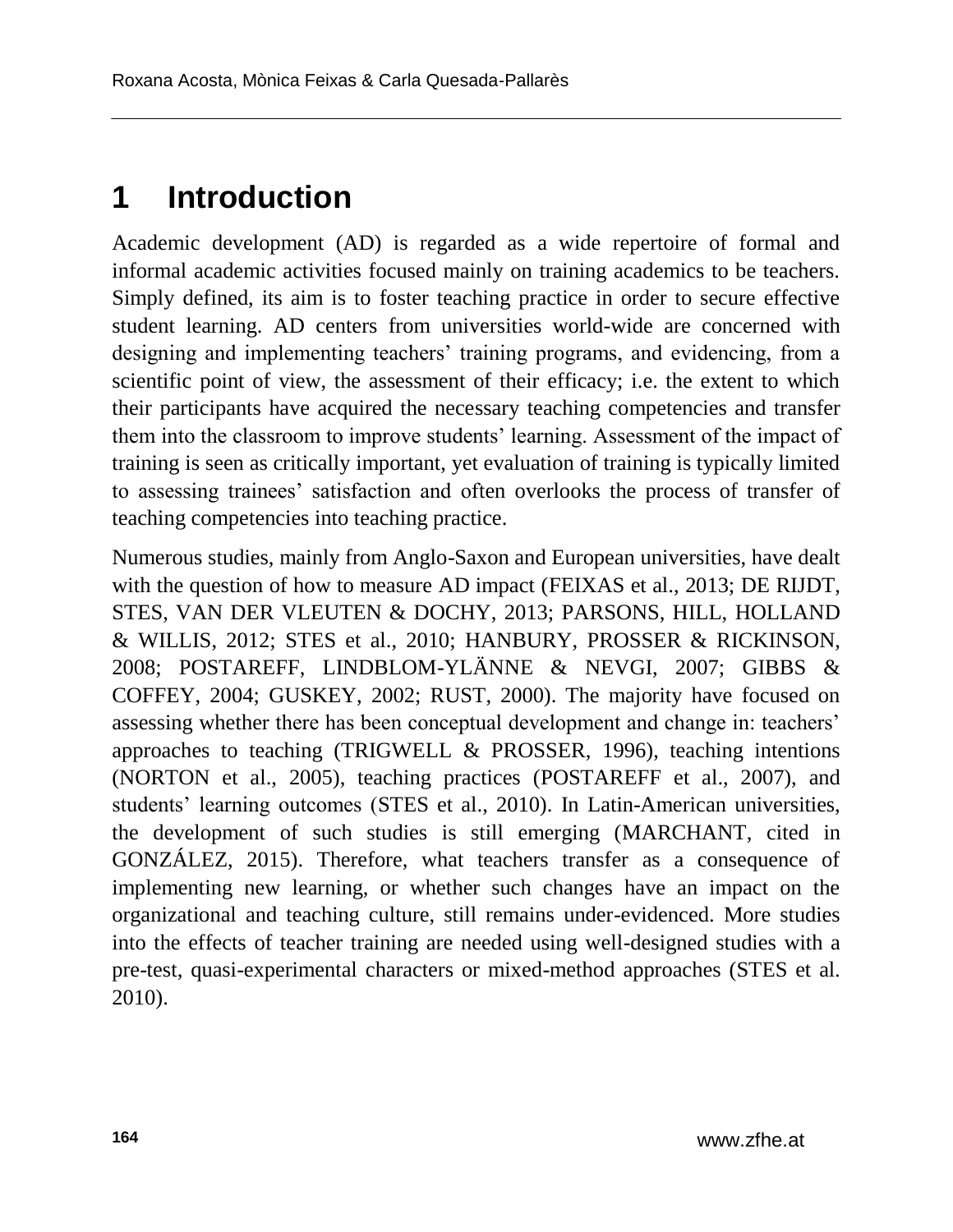# 1 Introduction

Academic development (AD) is regarded as a wide repertoire of formal and informal academic activities focused mainly on training academics to be teachers. Simply defined, its aim is to foster teaching practice in order to secure effective student learning. AD centers from universities world-wide are concerned with designing and implementing teachers' training programs, and evidencing, from a scientific point of view, the assessment of their efficacy; i.e. the extent to which their participants have acquired the necessary teaching competencies and transfer them into the classroom to improve students' learning. Assessment of the impact of training is seen as critically important, yet evaluation of training is typically limited to assessing trainees' satisfaction and often overlooks the process of transfer of teaching competencies into teaching practice.

Numerous studies, mainly from Anglo-Saxon and European universities, have dealt with the question of how to measure AD impact (FEIXAS et al., 2013; DE RIJDT, STES, VAN DER VLEUTEN & DOCHY, 2013; PARSONS, HILL, HOLLAND & WILLIS, 2012; STES et al., 2010; HANBURY, PROSSER & RICKINSON, 2008; POSTAREFF, LINDBLOM-YLÄNNE & NEVGI, 2007; GIBBS & COFFEY, 2004; GUSKEY, 2002; RUST, 2000). The majority have focused on assessing whether there has been conceptual development and change in: teachers' approaches to teaching (TRIGWELL & PROSSER, 1996), teaching intentions (NORTON et al., 2005), teaching practices (POSTAREFF et al., 2007), and students' learning outcomes (STES et al., 2010). In Latin-American universities, the development of such studies is still emerging (MARCHANT, cited in GONZÁLEZ, 2015). Therefore, what teachers transfer as a consequence of implementing new learning, or whether such changes have an impact on the organizational and teaching culture, still remains under-evidenced. More studies into the effects of teacher training are needed using well-designed studies with a pre-test, quasi-experimental characters or mixed-method approaches (STES et al. 2010).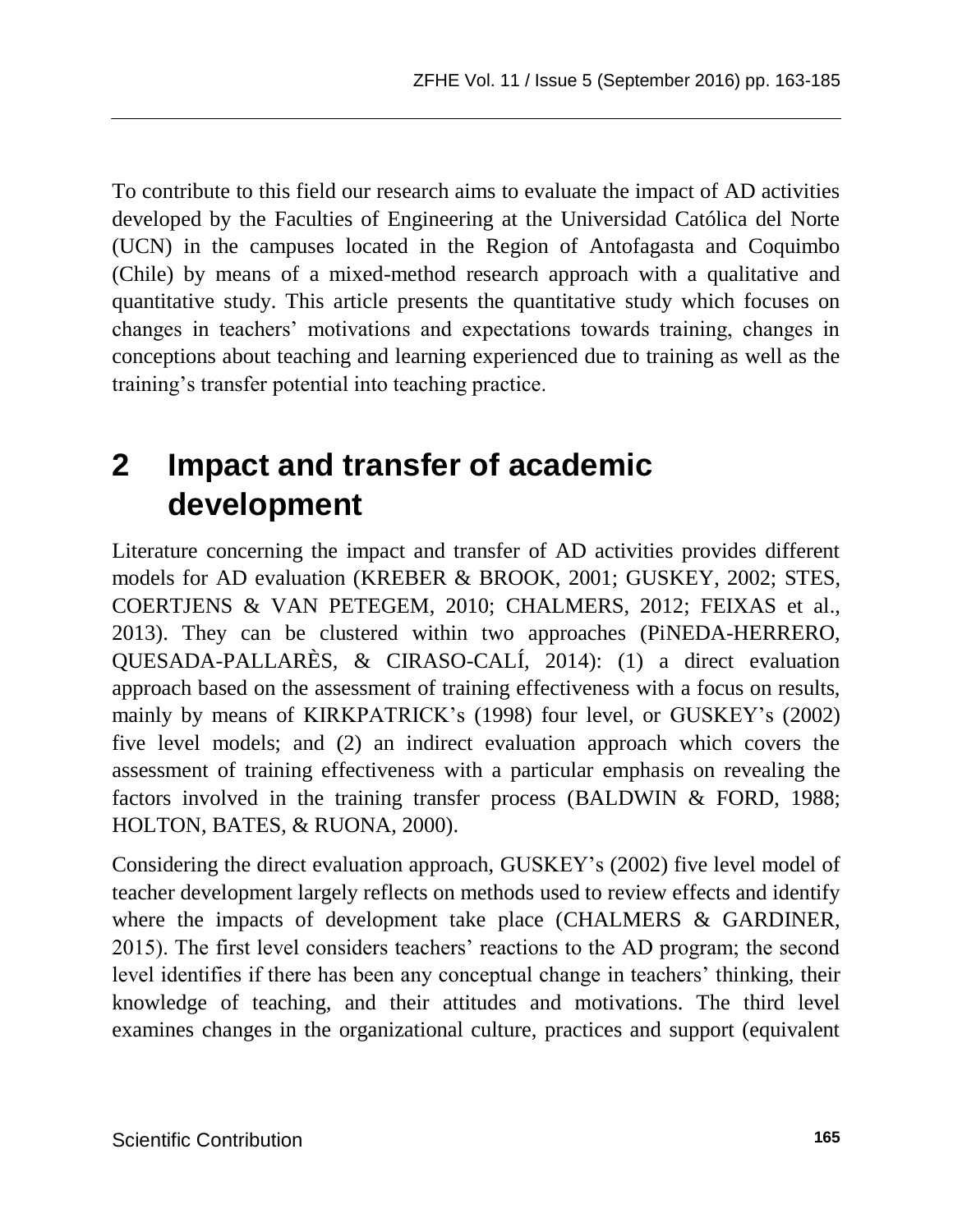To contribute to this field our research aims to evaluate the impact of AD activities developed by the Faculties of Engineering at the Universidad Católica del Norte (UCN) in the campuses located in the Region of Antofagasta and Coquimbo (Chile) by means of a mixed-method research approach with a qualitative and quantitative study. This article presents the quantitative study which focuses on changes in teachers' motivations and expectations towards training, changes in conceptions about teaching and learning experienced due to training as well as the training's transfer potential into teaching practice.

## 2 Impact and transfer of academic development

Literature concerning the impact and transfer of AD activities provides different models for AD evaluation (KREBER & BROOK, 2001; GUSKEY, 2002; STES, COERTJENS & VAN PETEGEM, 2010; CHALMERS, 2012; FEIXAS et al., 2013). They can be clustered within two approaches (PiNEDA-HERRERO, QUESADA-PALLARÈS, & CIRASO-CALÍ, 2014): (1) a direct evaluation approach based on the assessment of training effectiveness with a focus on results, mainly by means of KIRKPATRICK's (1998) four level, or GUSKEY's (2002) five level models; and (2) an indirect evaluation approach which covers the assessment of training effectiveness with a particular emphasis on revealing the factors involved in the training transfer process (BALDWIN & FORD, 1988; HOLTON, BATES, & RUONA, 2000).

Considering the direct evaluation approach, GUSKEY's (2002) five level model of teacher development largely reflects on methods used to review effects and identify where the impacts of development take place (CHALMERS & GARDINER, 2015). The first level considers teachers' reactions to the AD program; the second level identifies if there has been any conceptual change in teachers' thinking, their knowledge of teaching, and their attitudes and motivations. The third level examines changes in the organizational culture, practices and support (equivalent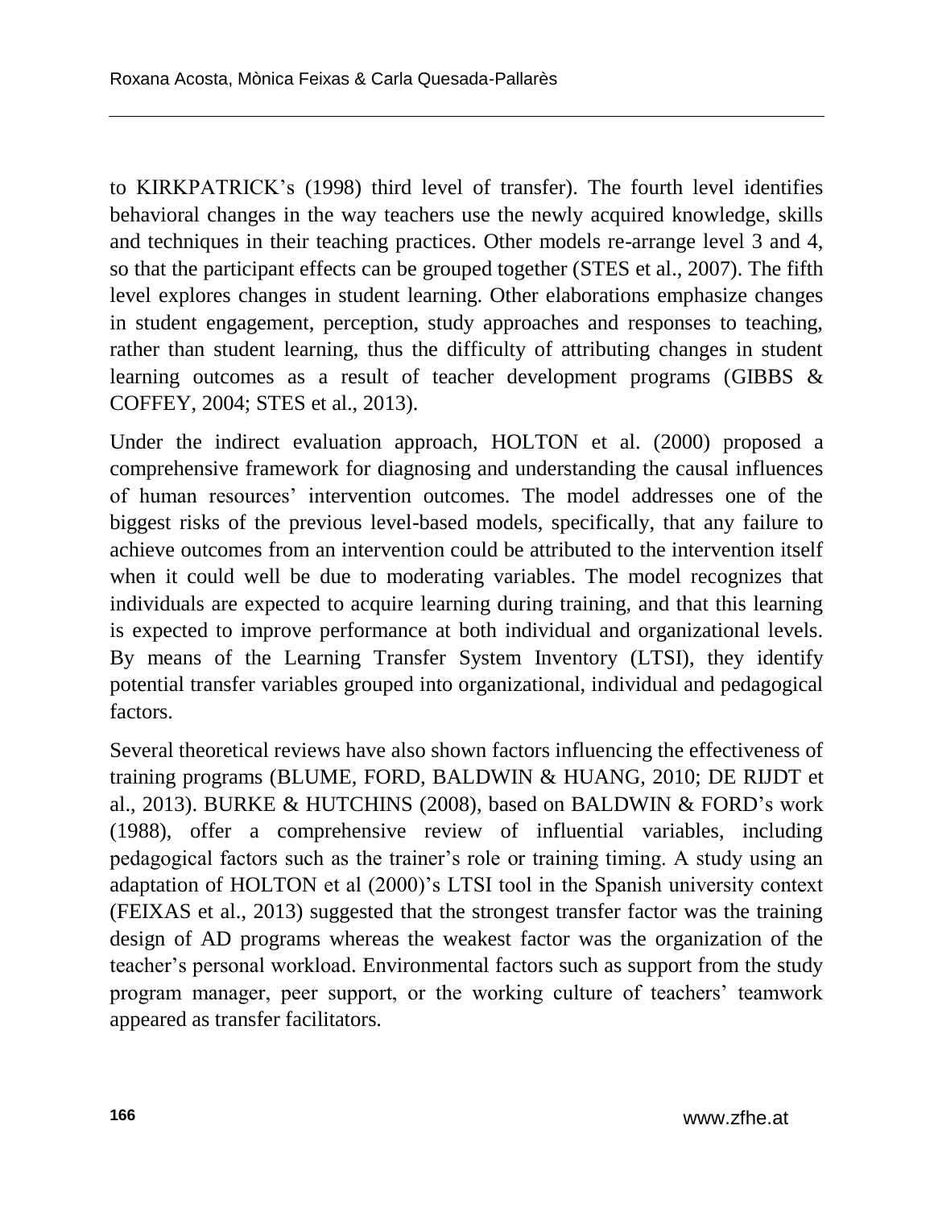to KIRKPATRICK's (1998) third level of transfer). The fourth level identifies behavioral changes in the way teachers use the newly acquired knowledge, skills and techniques in their teaching practices. Other models re-arrange level 3 and 4, so that the participant effects can be grouped together (STES et al., 2007). The fifth level explores changes in student learning. Other elaborations emphasize changes in student engagement, perception, study approaches and responses to teaching, rather than student learning, thus the difficulty of attributing changes in student learning outcomes as a result of teacher development programs (GIBBS & COFFEY, 2004; STES et al., 2013).

Under the indirect evaluation approach, HOLTON et al. (2000) proposed a comprehensive framework for diagnosing and understanding the causal influences of human resources' intervention outcomes. The model addresses one of the biggest risks of the previous level-based models, specifically, that any failure to achieve outcomes from an intervention could be attributed to the intervention itself when it could well be due to moderating variables. The model recognizes that individuals are expected to acquire learning during training, and that this learning is expected to improve performance at both individual and organizational levels. By means of the Learning Transfer System Inventory (LTSI), they identify potential transfer variables grouped into organizational, individual and pedagogical factors.

Several theoretical reviews have also shown factors influencing the effectiveness of training programs (BLUME, FORD, BALDWIN & HUANG, 2010; DE RIJDT et al., 2013). BURKE & HUTCHINS (2008), based on BALDWIN & FORD's work (1988), offer a comprehensive review of influential variables, including pedagogical factors such as the trainer's role or training timing. A study using an adaptation of HOLTON et al (2000)'s LTSI tool in the Spanish university context (FEIXAS et al., 2013) suggested that the strongest transfer factor was the training design of AD programs whereas the weakest factor was the organization of the teacher's personal workload. Environmental factors such as support from the study program manager, peer support, or the working culture of teachers' teamwork appeared as transfer facilitators.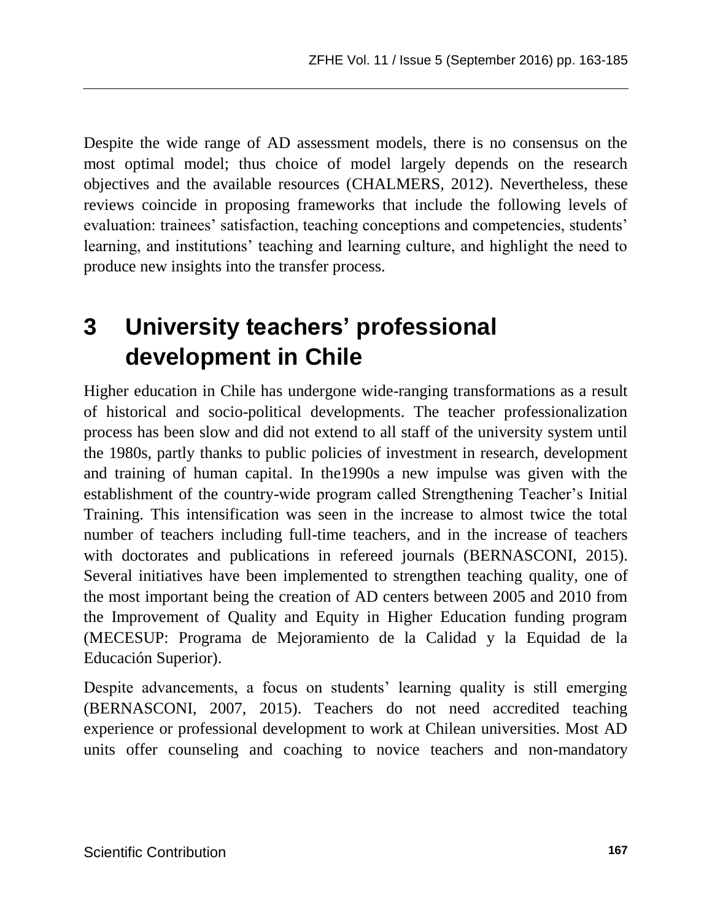Despite the wide range of AD assessment models, there is no consensus on the most optimal model; thus choice of model largely depends on the research objectives and the available resources (CHALMERS, 2012). Nevertheless, these reviews coincide in proposing frameworks that include the following levels of evaluation: trainees' satisfaction, teaching conceptions and competencies, students' learning, and institutions' teaching and learning culture, and highlight the need to produce new insights into the transfer process.

# 3 University teachers' professional development in Chile

Higher education in Chile has undergone wide-ranging transformations as a result of historical and socio-political developments. The teacher professionalization process has been slow and did not extend to all staff of the university system until the 1980s, partly thanks to public policies of investment in research, development and training of human capital. In the1990s a new impulse was given with the establishment of the country-wide program called Strengthening Teacher's Initial Training. This intensification was seen in the increase to almost twice the total number of teachers including full-time teachers, and in the increase of teachers with doctorates and publications in refereed journals (BERNASCONI, 2015). Several initiatives have been implemented to strengthen teaching quality, one of the most important being the creation of AD centers between 2005 and 2010 from the Improvement of Quality and Equity in Higher Education funding program (MECESUP: Programa de Mejoramiento de la Calidad y la Equidad de la Educación Superior).

Despite advancements, a focus on students' learning quality is still emerging (BERNASCONI, 2007, 2015). Teachers do not need accredited teaching experience or professional development to work at Chilean universities. Most AD units offer counseling and coaching to novice teachers and non-mandatory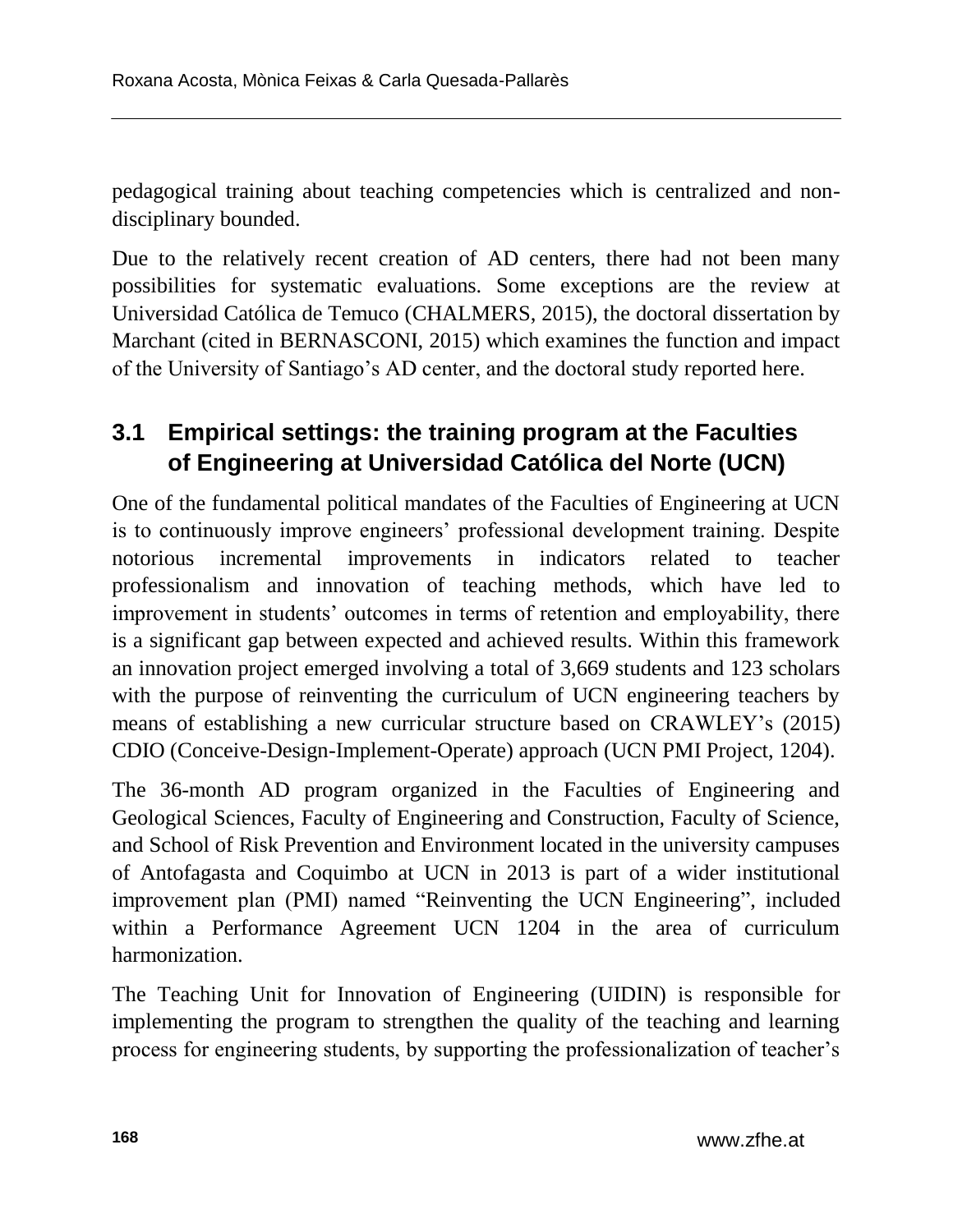pedagogical training about teaching competencies which is centralized and non-disciplinary bounded.

Due to the relatively recent creation of AD centers, there had not been many possibilities for systematic evaluations. Some exceptions are the review at Universidad Católica de Temuco (CHALMERS, 2015), the doctoral dissertation by Marchant (cited in BERNASCONI, 2015) which examines the function and impact of the University of Santiago's AD center, and the doctoral study reported here.

## 3.1 Empirical settings: the training program at the Faculties of Engineering at Universidad Católica del Norte (UCN)

One of the fundamental political mandates of the Faculties of Engineering at UCN is to continuously improve engineers' professional development training. Despite notorious incremental improvements in indicators related to teacher professionalism and innovation of teaching methods, which have led to improvement in students' outcomes in terms of retention and employability, there is a significant gap between expected and achieved results. Within this framework an innovation project emerged involving a total of 3,669 students and 123 scholars with the purpose of reinventing the curriculum of UCN engineering teachers by means of establishing a new curricular structure based on CRAWLEY's (2015) CDIO (Conceive-Design-Implement-Operate) approach (UCN PMI Project, 1204).

The 36-month AD program organized in the Faculties of Engineering and Geological Sciences, Faculty of Engineering and Construction, Faculty of Science, and School of Risk Prevention and Environment located in the university campuses of Antofagasta and Coquimbo at UCN in 2013 is part of a wider institutional improvement plan (PMI) named "Reinventing the UCN Engineering", included within a Performance Agreement UCN 1204 in the area of curriculum harmonization.

The Teaching Unit for Innovation of Engineering (UIDIN) is responsible for implementing the program to strengthen the quality of the teaching and learning process for engineering students, by supporting the professionalization of teacher's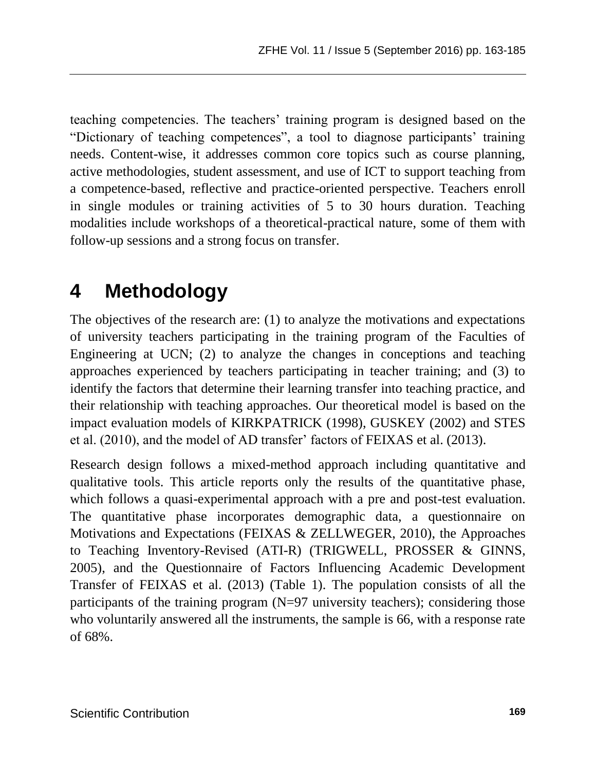teaching competencies. The teachers' training program is designed based on the "Dictionary of teaching competences", a tool to diagnose participants' training needs. Content-wise, it addresses common core topics such as course planning, active methodologies, student assessment, and use of ICT to support teaching from a competence-based, reflective and practice-oriented perspective. Teachers enroll in single modules or training activities of 5 to 30 hours duration. Teaching modalities include workshops of a theoretical-practical nature, some of them with follow-up sessions and a strong focus on transfer.

# 4 Methodology

The objectives of the research are: (1) to analyze the motivations and expectations of university teachers participating in the training program of the Faculties of Engineering at UCN; (2) to analyze the changes in conceptions and teaching approaches experienced by teachers participating in teacher training; and (3) to identify the factors that determine their learning transfer into teaching practice, and their relationship with teaching approaches. Our theoretical model is based on the impact evaluation models of KIRKPATRICK (1998), GUSKEY (2002) and STES et al. (2010), and the model of AD transfer' factors of FEIXAS et al. (2013).

Research design follows a mixed-method approach including quantitative and qualitative tools. This article reports only the results of the quantitative phase, which follows a quasi-experimental approach with a pre and post-test evaluation. The quantitative phase incorporates demographic data, a questionnaire on Motivations and Expectations (FEIXAS & ZELLWEGER, 2010), the Approaches to Teaching Inventory-Revised (ATI-R) (TRIGWELL, PROSSER & GINNS, 2005), and the Questionnaire of Factors Influencing Academic Development Transfer of FEIXAS et al. (2013) (Table 1). The population consists of all the participants of the training program (N=97 university teachers); considering those who voluntarily answered all the instruments, the sample is 66, with a response rate of 68%.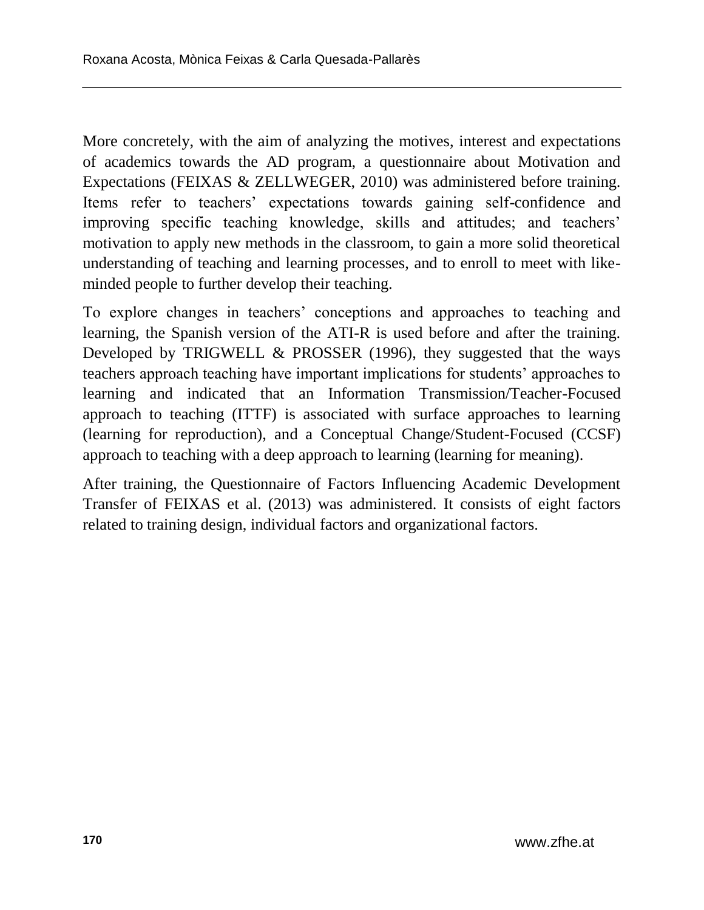More concretely, with the aim of analyzing the motives, interest and expectations of academics towards the AD program, a questionnaire about Motivation and Expectations (FEIXAS & ZELLWEGER, 2010) was administered before training. Items refer to teachers' expectations towards gaining self-confidence and improving specific teaching knowledge, skills and attitudes; and teachers' motivation to apply new methods in the classroom, to gain a more solid theoretical understanding of teaching and learning processes, and to enroll to meet with like-minded people to further develop their teaching.

To explore changes in teachers' conceptions and approaches to teaching and learning, the Spanish version of the ATI-R is used before and after the training. Developed by TRIGWELL & PROSSER (1996), they suggested that the ways teachers approach teaching have important implications for students' approaches to learning and indicated that an Information Transmission/Teacher-Focused approach to teaching (ITTF) is associated with surface approaches to learning (learning for reproduction), and a Conceptual Change/Student-Focused (CCSF) approach to teaching with a deep approach to learning (learning for meaning).

After training, the Questionnaire of Factors Influencing Academic Development Transfer of FEIXAS et al. (2013) was administered. It consists of eight factors related to training design, individual factors and organizational factors.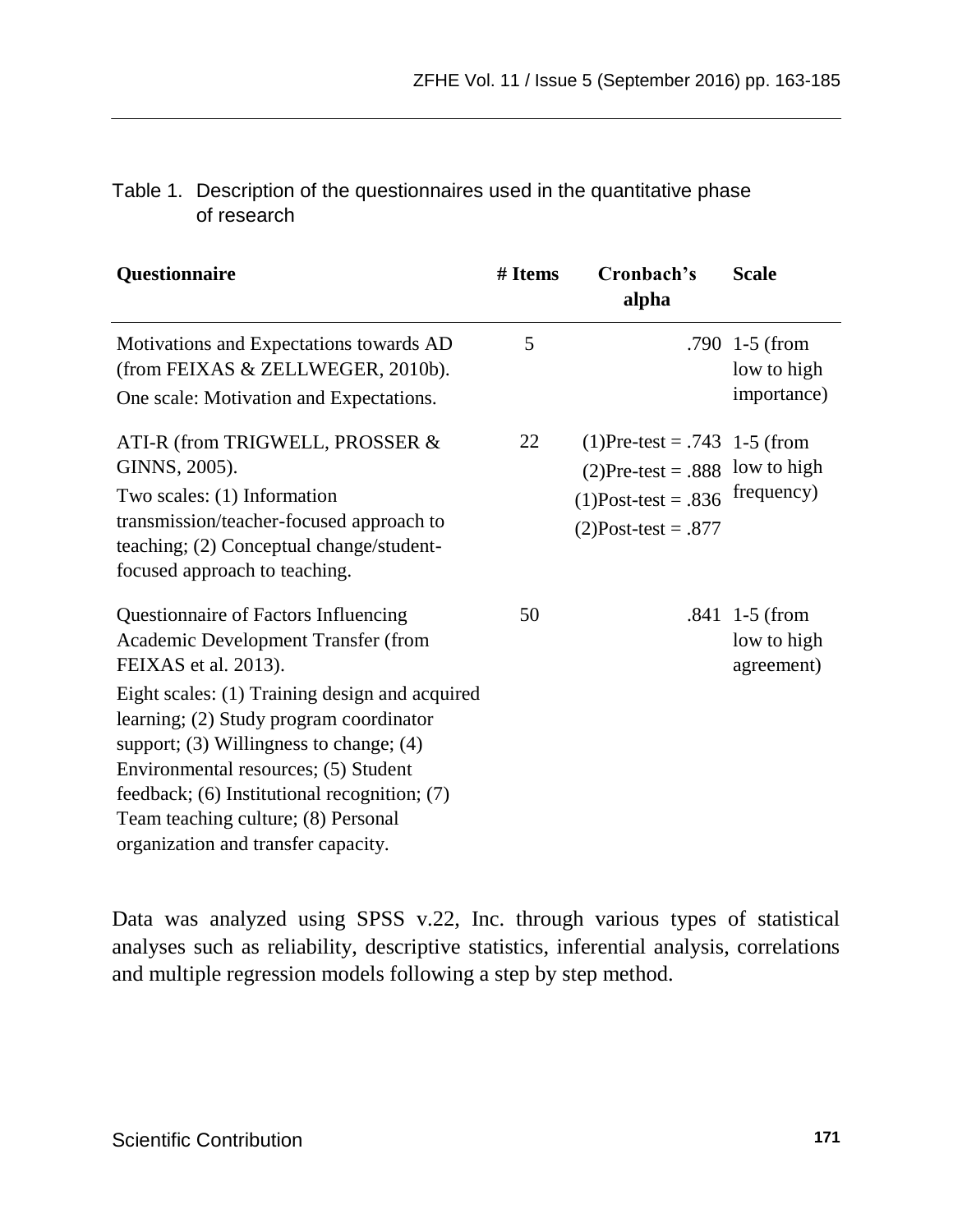Table 1. Description of the questionnaires used in the quantitative phase of research

| Questionnaire | # Items | Cronbach's alpha | Scale |
|---|---|---|---|
| Motivations and Expectations towards AD (from FEIXAS & ZELLWEGER, 2010b). One scale: Motivation and Expectations. | 5 | .790 | 1-5 (from low to high importance) |
| ATI-R (from TRIGWELL, PROSSER & GINNS, 2005). Two scales: (1) Information transmission/teacher-focused approach to teaching; (2) Conceptual change/student-focused approach to teaching. | 22 | (1)Pre-test = .743 (2)Pre-test = .888 (1)Post-test = .836 (2)Post-test = .877 | 1-5 (from low to high frequency) |
| Questionnaire of Factors Influencing Academic Development Transfer (from FEIXAS et al. 2013). Eight scales: (1) Training design and acquired learning; (2) Study program coordinator support; (3) Willingness to change; (4) Environmental resources; (5) Student feedback; (6) Institutional recognition; (7) Team teaching culture; (8) Personal organization and transfer capacity. | 50 | .841 | 1-5 (from low to high agreement) |

Data was analyzed using SPSS v.22, Inc. through various types of statistical analyses such as reliability, descriptive statistics, inferential analysis, correlations and multiple regression models following a step by step method.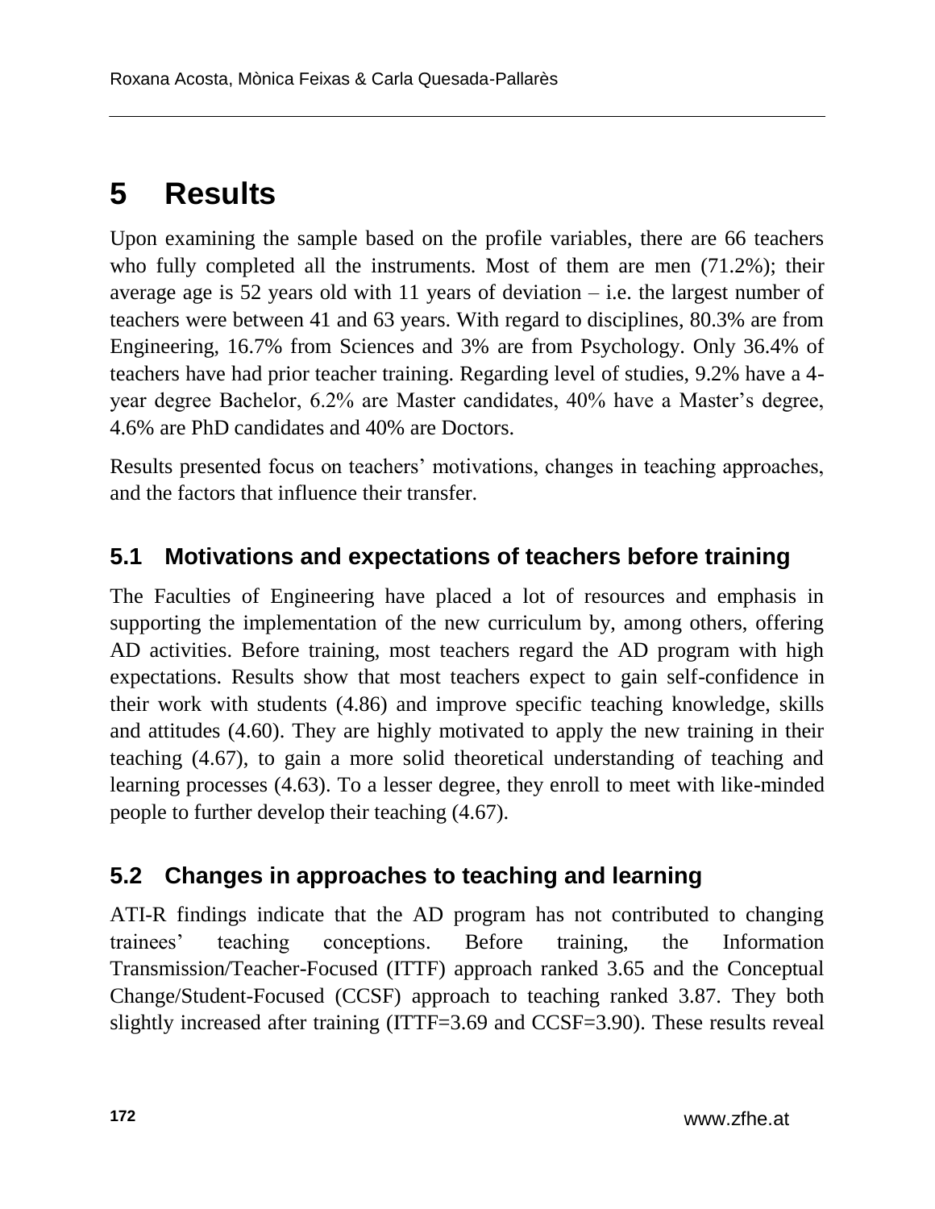# 5 Results

Upon examining the sample based on the profile variables, there are 66 teachers who fully completed all the instruments. Most of them are men (71.2%); their average age is 52 years old with 11 years of deviation – i.e. the largest number of teachers were between 41 and 63 years. With regard to disciplines, 80.3% are from Engineering, 16.7% from Sciences and 3% are from Psychology. Only 36.4% of teachers have had prior teacher training. Regarding level of studies, 9.2% have a 4-year degree Bachelor, 6.2% are Master candidates, 40% have a Master's degree, 4.6% are PhD candidates and 40% are Doctors.

Results presented focus on teachers' motivations, changes in teaching approaches, and the factors that influence their transfer.

## 5.1 Motivations and expectations of teachers before training

The Faculties of Engineering have placed a lot of resources and emphasis in supporting the implementation of the new curriculum by, among others, offering AD activities. Before training, most teachers regard the AD program with high expectations. Results show that most teachers expect to gain self-confidence in their work with students (4.86) and improve specific teaching knowledge, skills and attitudes (4.60). They are highly motivated to apply the new training in their teaching (4.67), to gain a more solid theoretical understanding of teaching and learning processes (4.63). To a lesser degree, they enroll to meet with like-minded people to further develop their teaching (4.67).

## 5.2 Changes in approaches to teaching and learning

ATI-R findings indicate that the AD program has not contributed to changing trainees' teaching conceptions. Before training, the Information Transmission/Teacher-Focused (ITTF) approach ranked 3.65 and the Conceptual Change/Student-Focused (CCSF) approach to teaching ranked 3.87. They both slightly increased after training (ITTF=3.69 and CCSF=3.90). These results reveal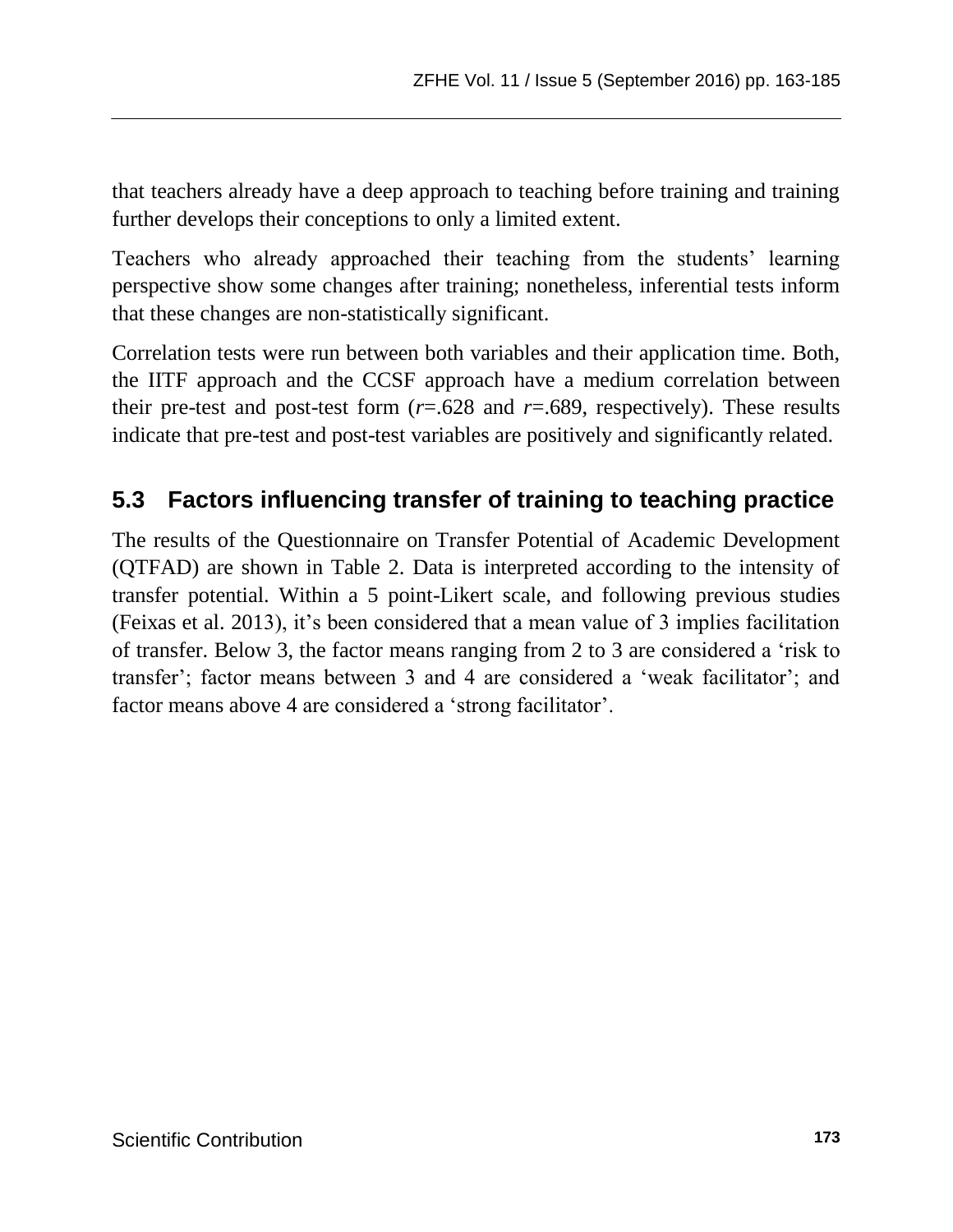that teachers already have a deep approach to teaching before training and training further develops their conceptions to only a limited extent.

Teachers who already approached their teaching from the students' learning perspective show some changes after training; nonetheless, inferential tests inform that these changes are non-statistically significant.

Correlation tests were run between both variables and their application time. Both, the IITF approach and the CCSF approach have a medium correlation between their pre-test and post-test form ($r$=.628 and $r$=.689, respectively). These results indicate that pre-test and post-test variables are positively and significantly related.

### 5.3 Factors influencing transfer of training to teaching practice

The results of the Questionnaire on Transfer Potential of Academic Development (QTFAD) are shown in Table 2. Data is interpreted according to the intensity of transfer potential. Within a 5 point-Likert scale, and following previous studies (Feixas et al. 2013), it's been considered that a mean value of 3 implies facilitation of transfer. Below 3, the factor means ranging from 2 to 3 are considered a 'risk to transfer'; factor means between 3 and 4 are considered a 'weak facilitator'; and factor means above 4 are considered a 'strong facilitator'.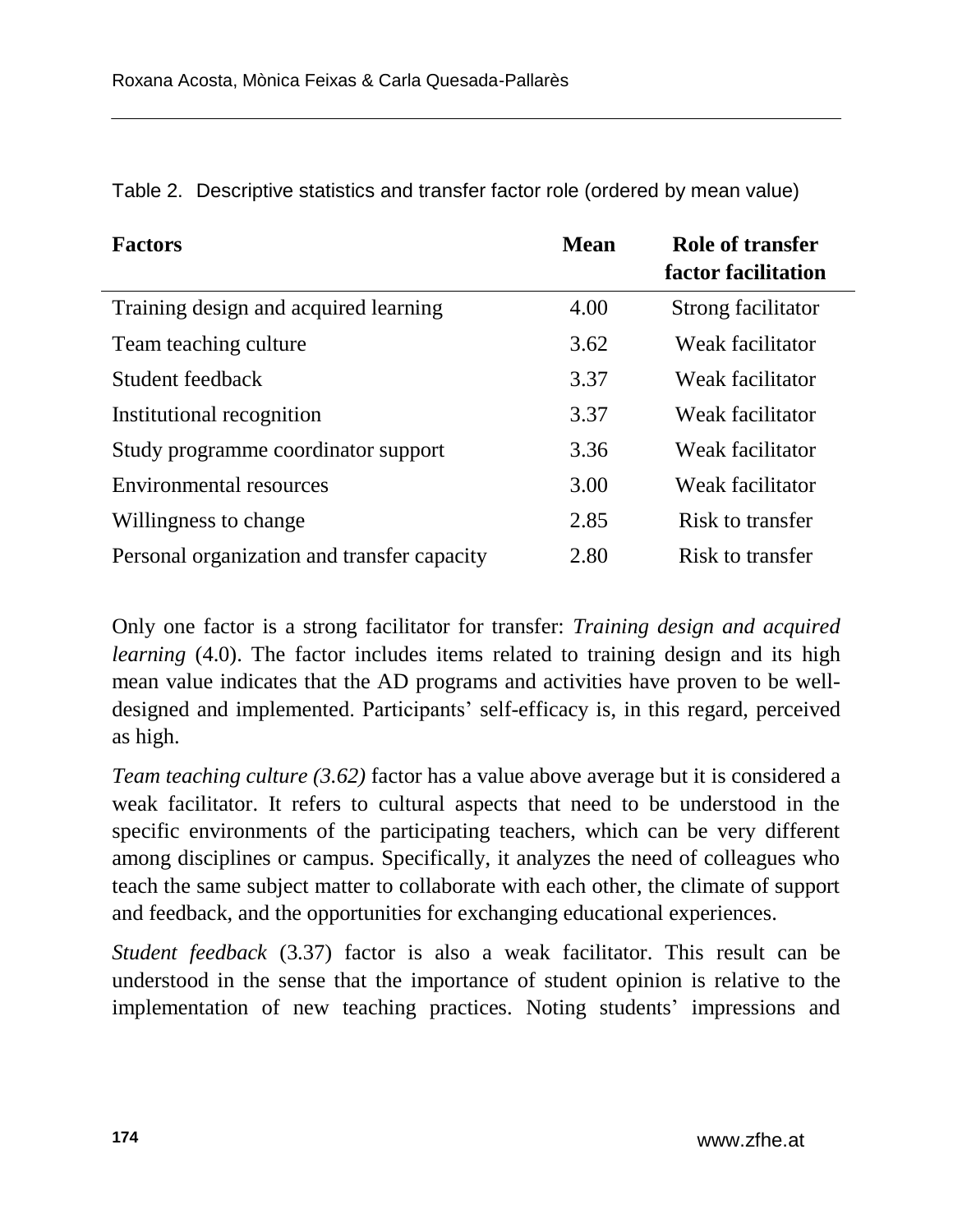Table 2. Descriptive statistics and transfer factor role (ordered by mean value)

| Factors | Mean | Role of transfer factor facilitation |
|---|---|---|
| Training design and acquired learning | 4.00 | Strong facilitator |
| Team teaching culture | 3.62 | Weak facilitator |
| Student feedback | 3.37 | Weak facilitator |
| Institutional recognition | 3.37 | Weak facilitator |
| Study programme coordinator support | 3.36 | Weak facilitator |
| Environmental resources | 3.00 | Weak facilitator |
| Willingness to change | 2.85 | Risk to transfer |
| Personal organization and transfer capacity | 2.80 | Risk to transfer |

Only one factor is a strong facilitator for transfer: *Training design and acquired learning* (4.0). The factor includes items related to training design and its high mean value indicates that the AD programs and activities have proven to be well-designed and implemented. Participants' self-efficacy is, in this regard, perceived as high.

*Team teaching culture (3.62)* factor has a value above average but it is considered a weak facilitator. It refers to cultural aspects that need to be understood in the specific environments of the participating teachers, which can be very different among disciplines or campus. Specifically, it analyzes the need of colleagues who teach the same subject matter to collaborate with each other, the climate of support and feedback, and the opportunities for exchanging educational experiences.

*Student feedback* (3.37) factor is also a weak facilitator. This result can be understood in the sense that the importance of student opinion is relative to the implementation of new teaching practices. Noting students' impressions and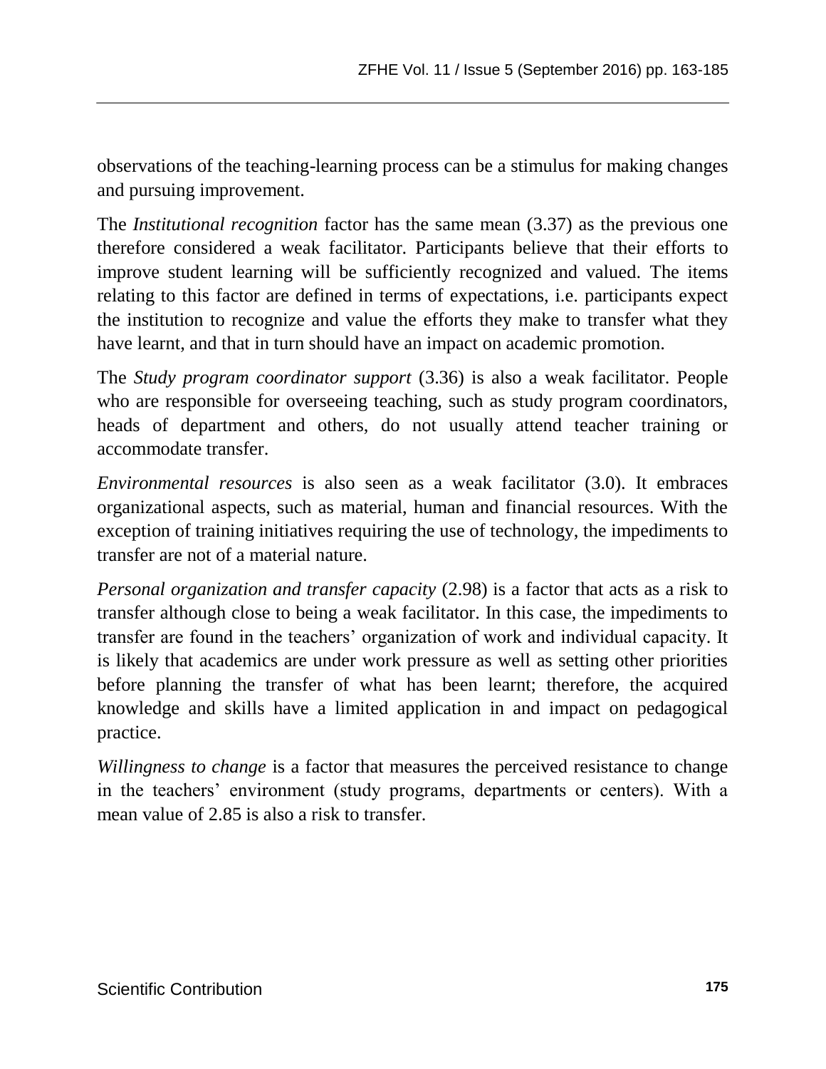observations of the teaching-learning process can be a stimulus for making changes and pursuing improvement.

The *Institutional recognition* factor has the same mean (3.37) as the previous one therefore considered a weak facilitator. Participants believe that their efforts to improve student learning will be sufficiently recognized and valued. The items relating to this factor are defined in terms of expectations, i.e. participants expect the institution to recognize and value the efforts they make to transfer what they have learnt, and that in turn should have an impact on academic promotion.

The *Study program coordinator support* (3.36) is also a weak facilitator. People who are responsible for overseeing teaching, such as study program coordinators, heads of department and others, do not usually attend teacher training or accommodate transfer.

*Environmental resources* is also seen as a weak facilitator (3.0). It embraces organizational aspects, such as material, human and financial resources. With the exception of training initiatives requiring the use of technology, the impediments to transfer are not of a material nature.

*Personal organization and transfer capacity* (2.98) is a factor that acts as a risk to transfer although close to being a weak facilitator. In this case, the impediments to transfer are found in the teachers' organization of work and individual capacity. It is likely that academics are under work pressure as well as setting other priorities before planning the transfer of what has been learnt; therefore, the acquired knowledge and skills have a limited application in and impact on pedagogical practice.

*Willingness to change* is a factor that measures the perceived resistance to change in the teachers' environment (study programs, departments or centers). With a mean value of 2.85 is also a risk to transfer.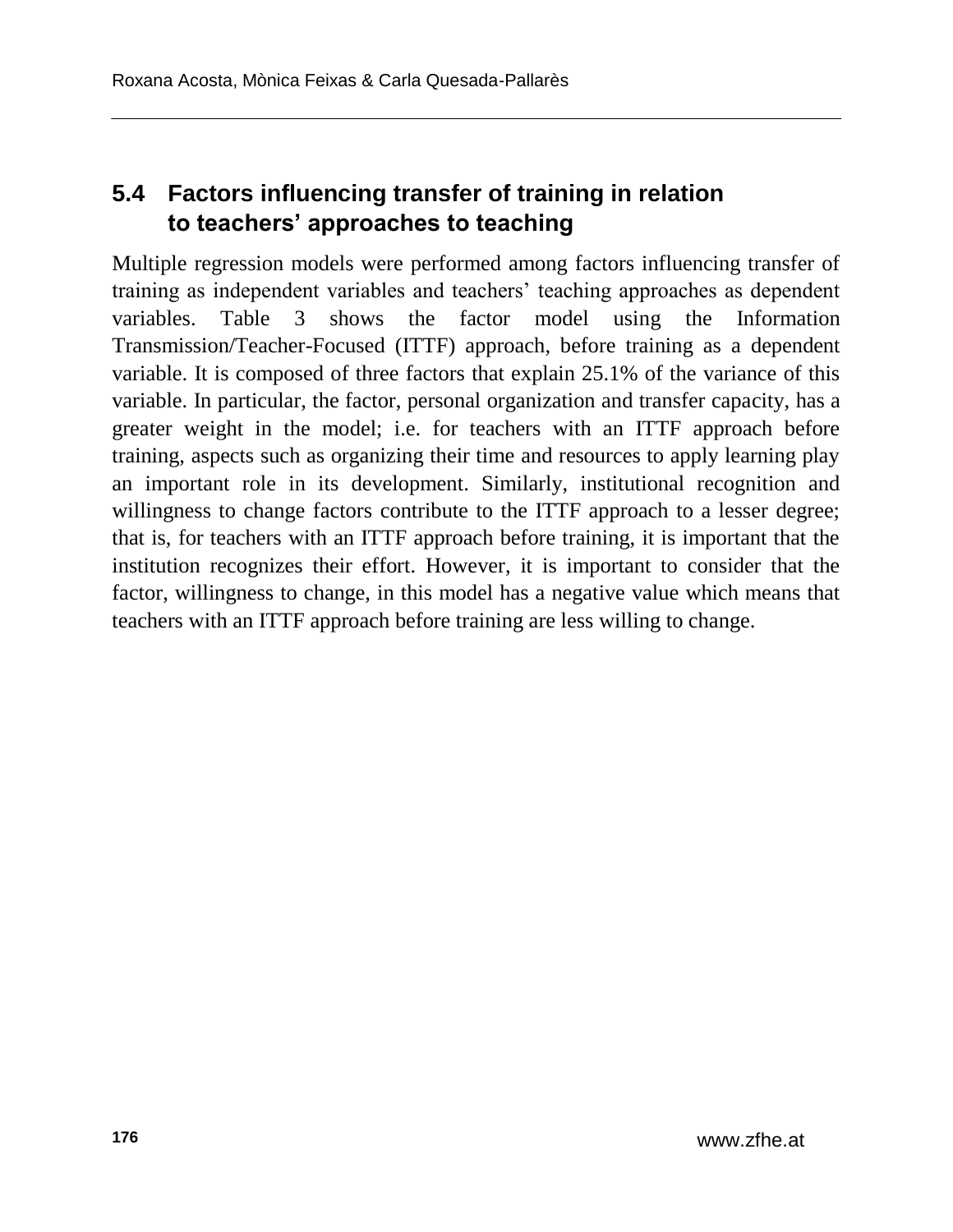## 5.4 Factors influencing transfer of training in relation to teachers' approaches to teaching

Multiple regression models were performed among factors influencing transfer of training as independent variables and teachers' teaching approaches as dependent variables. Table 3 shows the factor model using the Information Transmission/Teacher-Focused (ITTF) approach, before training as a dependent variable. It is composed of three factors that explain 25.1% of the variance of this variable. In particular, the factor, personal organization and transfer capacity, has a greater weight in the model; i.e. for teachers with an ITTF approach before training, aspects such as organizing their time and resources to apply learning play an important role in its development. Similarly, institutional recognition and willingness to change factors contribute to the ITTF approach to a lesser degree; that is, for teachers with an ITTF approach before training, it is important that the institution recognizes their effort. However, it is important to consider that the factor, willingness to change, in this model has a negative value which means that teachers with an ITTF approach before training are less willing to change.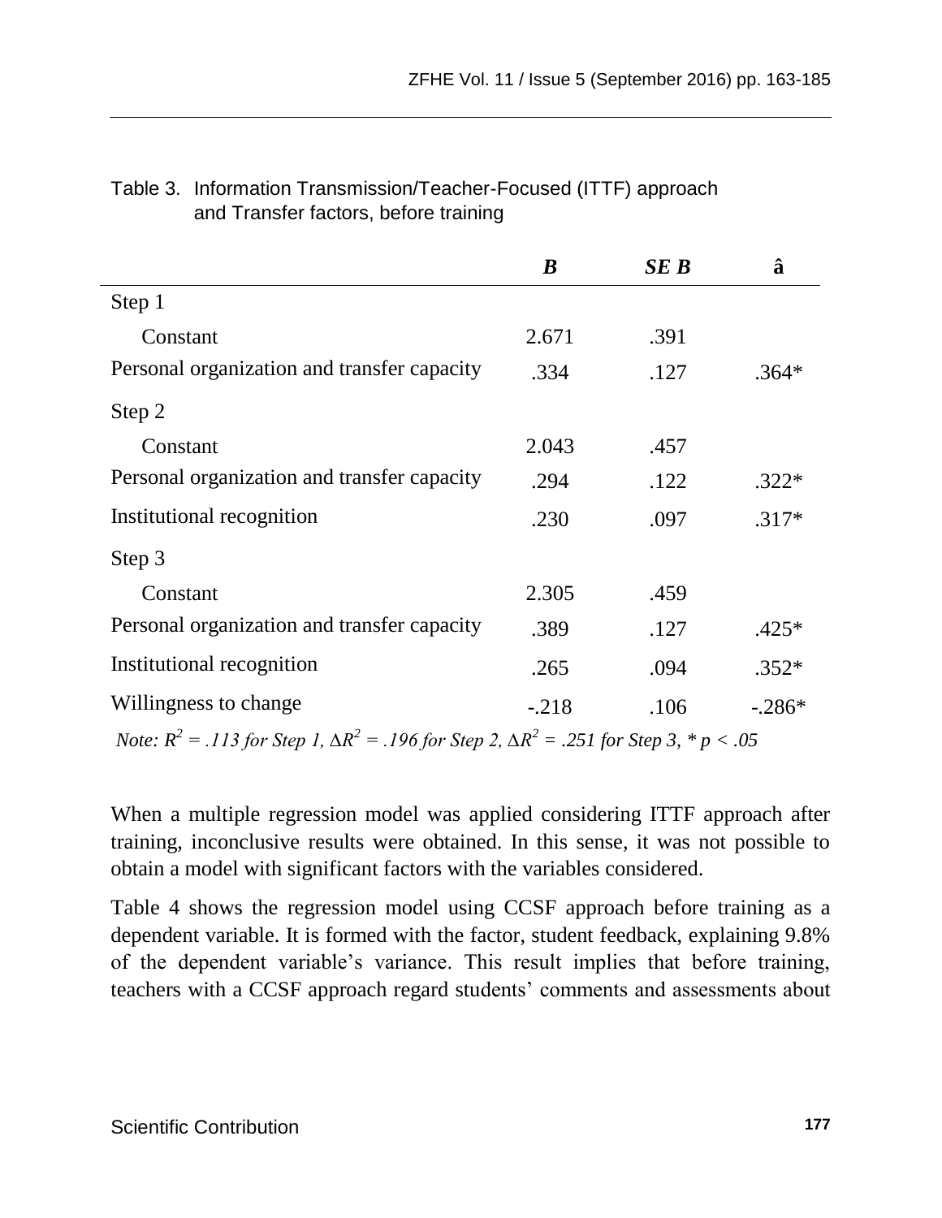Table 3. Information Transmission/Teacher-Focused (ITTF) approach and Transfer factors, before training

| | *B* | *SE B* | â |
|---|---|---|---|
| Step 1 | | | |
| Constant | 2.671 | .391 | |
| Personal organization and transfer capacity | .334 | .127 | .364* |
| Step 2 | | | |
| Constant | 2.043 | .457 | |
| Personal organization and transfer capacity | .294 | .122 | .322* |
| Institutional recognition | .230 | .097 | .317* |
| Step 3 | | | |
| Constant | 2.305 | .459 | |
| Personal organization and transfer capacity | .389 | .127 | .425* |
| Institutional recognition | .265 | .094 | .352* |
| Willingness to change | -.218 | .106 | -.286* |

*Note:* $R^2 = .113$ *for Step 1,* $\Delta R^2 = .196$ *for Step 2,* $\Delta R^2 = .251$ *for Step 3, \** $p < .05$

When a multiple regression model was applied considering ITTF approach after training, inconclusive results were obtained. In this sense, it was not possible to obtain a model with significant factors with the variables considered.

Table 4 shows the regression model using CCSF approach before training as a dependent variable. It is formed with the factor, student feedback, explaining 9.8% of the dependent variable's variance. This result implies that before training, teachers with a CCSF approach regard students' comments and assessments about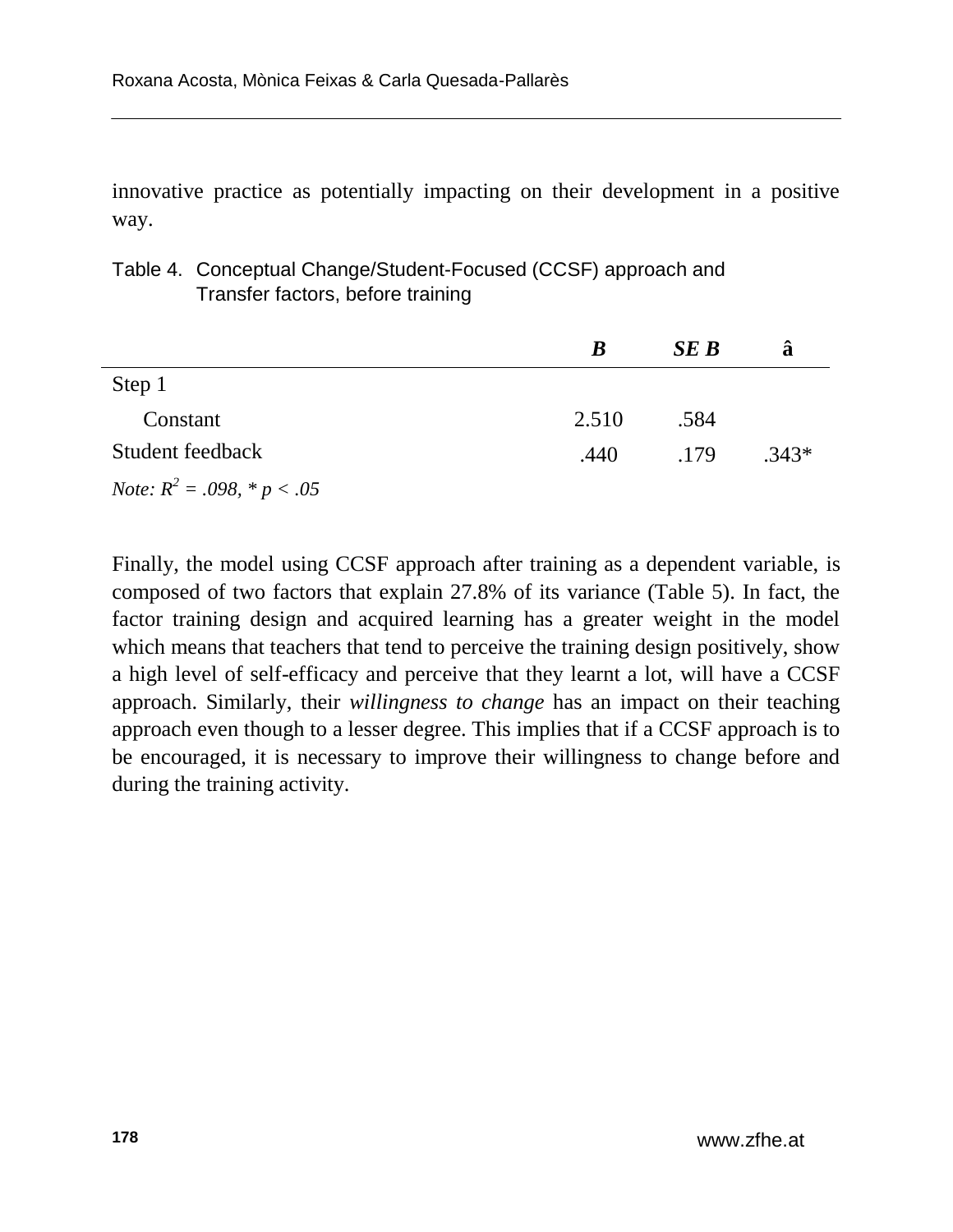innovative practice as potentially impacting on their development in a positive way.

Table 4. Conceptual Change/Student-Focused (CCSF) approach and Transfer factors, before training

| | ***B*** | ***SE B*** | **â** |
|---|---|---|---|
| Step 1 | | | |
| Constant | 2.510 | .584 | |
| Student feedback | .440 | .179 | .343* |

*Note:* $R^2 = .098$, * $p < .05$

Finally, the model using CCSF approach after training as a dependent variable, is composed of two factors that explain 27.8% of its variance (Table 5). In fact, the factor training design and acquired learning has a greater weight in the model which means that teachers that tend to perceive the training design positively, show a high level of self-efficacy and perceive that they learnt a lot, will have a CCSF approach. Similarly, their *willingness to change* has an impact on their teaching approach even though to a lesser degree. This implies that if a CCSF approach is to be encouraged, it is necessary to improve their willingness to change before and during the training activity.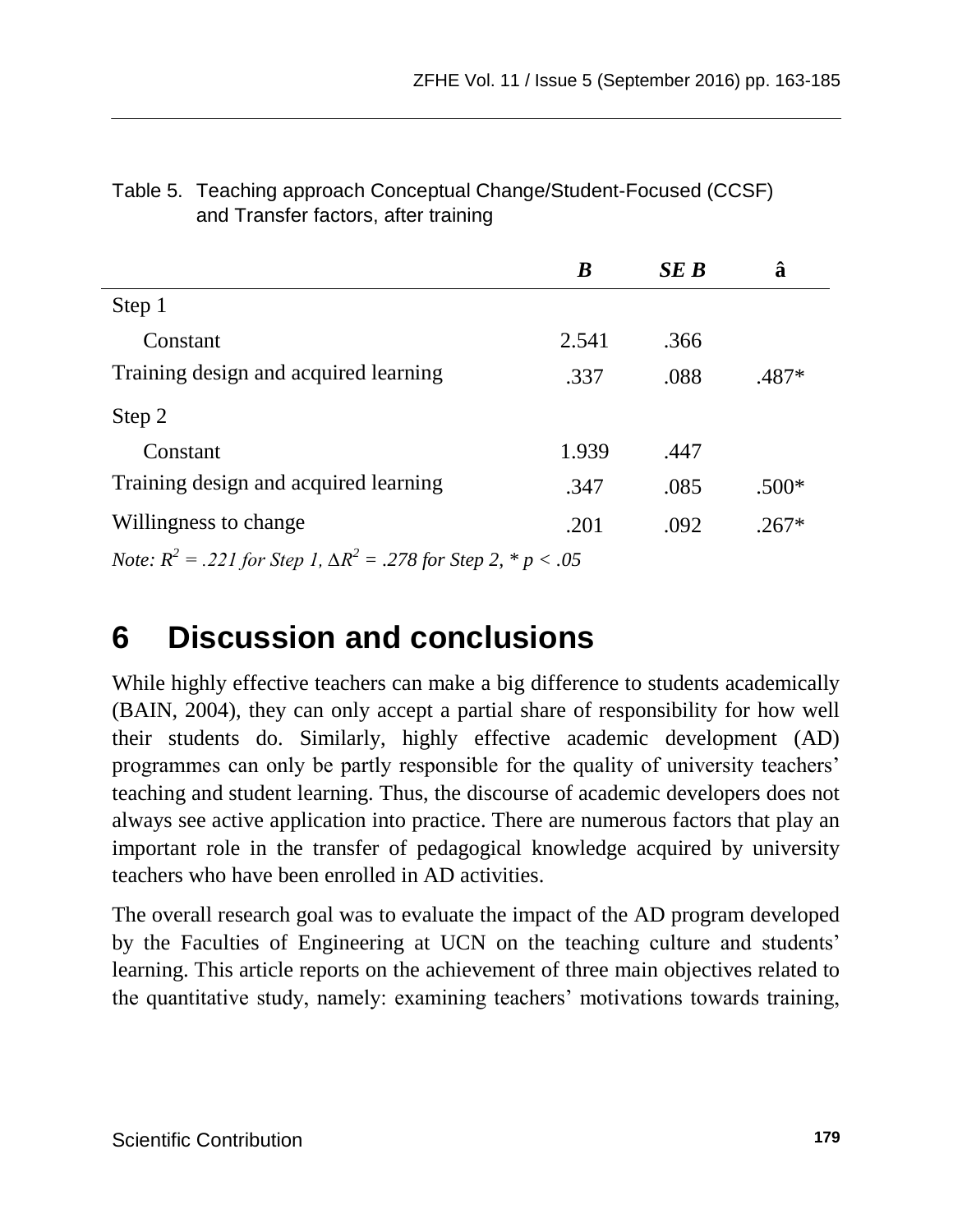Table 5. Teaching approach Conceptual Change/Student-Focused (CCSF) and Transfer factors, after training

| | *B* | *SE B* | â |
|---|---|---|---|
| Step 1 | | | |
| Constant | 2.541 | .366 | |
| Training design and acquired learning | .337 | .088 | .487* |
| Step 2 | | | |
| Constant | 1.939 | .447 | |
| Training design and acquired learning | .347 | .085 | .500* |
| Willingness to change | .201 | .092 | .267* |

*Note:* $R^2 = .221$ *for Step 1,* $\Delta R^2 = .278$ *for Step 2,* $* \; p < .05$

## 6 Discussion and conclusions

While highly effective teachers can make a big difference to students academically (BAIN, 2004), they can only accept a partial share of responsibility for how well their students do. Similarly, highly effective academic development (AD) programmes can only be partly responsible for the quality of university teachers' teaching and student learning. Thus, the discourse of academic developers does not always see active application into practice. There are numerous factors that play an important role in the transfer of pedagogical knowledge acquired by university teachers who have been enrolled in AD activities.

The overall research goal was to evaluate the impact of the AD program developed by the Faculties of Engineering at UCN on the teaching culture and students' learning. This article reports on the achievement of three main objectives related to the quantitative study, namely: examining teachers' motivations towards training,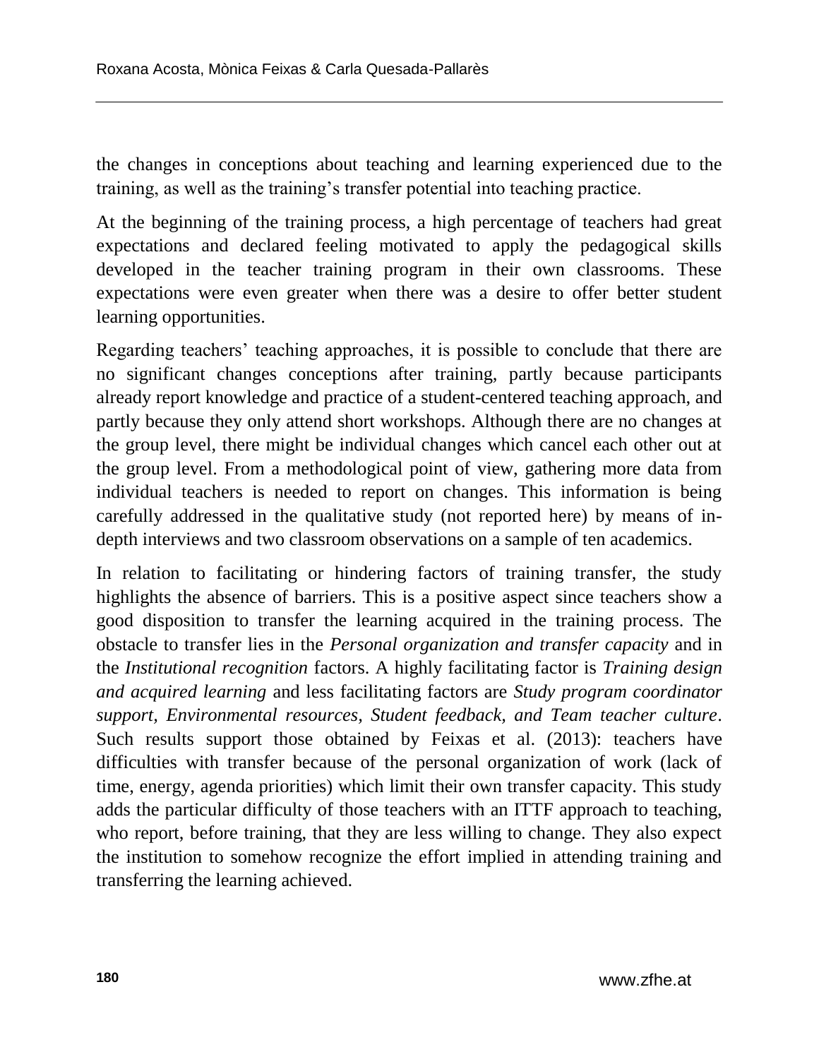the changes in conceptions about teaching and learning experienced due to the training, as well as the training's transfer potential into teaching practice.

At the beginning of the training process, a high percentage of teachers had great expectations and declared feeling motivated to apply the pedagogical skills developed in the teacher training program in their own classrooms. These expectations were even greater when there was a desire to offer better student learning opportunities.

Regarding teachers' teaching approaches, it is possible to conclude that there are no significant changes conceptions after training, partly because participants already report knowledge and practice of a student-centered teaching approach, and partly because they only attend short workshops. Although there are no changes at the group level, there might be individual changes which cancel each other out at the group level. From a methodological point of view, gathering more data from individual teachers is needed to report on changes. This information is being carefully addressed in the qualitative study (not reported here) by means of in-depth interviews and two classroom observations on a sample of ten academics.

In relation to facilitating or hindering factors of training transfer, the study highlights the absence of barriers. This is a positive aspect since teachers show a good disposition to transfer the learning acquired in the training process. The obstacle to transfer lies in the *Personal organization and transfer capacity* and in the *Institutional recognition* factors. A highly facilitating factor is *Training design and acquired learning* and less facilitating factors are *Study program coordinator support, Environmental resources, Student feedback, and Team teacher culture*. Such results support those obtained by Feixas et al. (2013): teachers have difficulties with transfer because of the personal organization of work (lack of time, energy, agenda priorities) which limit their own transfer capacity. This study adds the particular difficulty of those teachers with an ITTF approach to teaching, who report, before training, that they are less willing to change. They also expect the institution to somehow recognize the effort implied in attending training and transferring the learning achieved.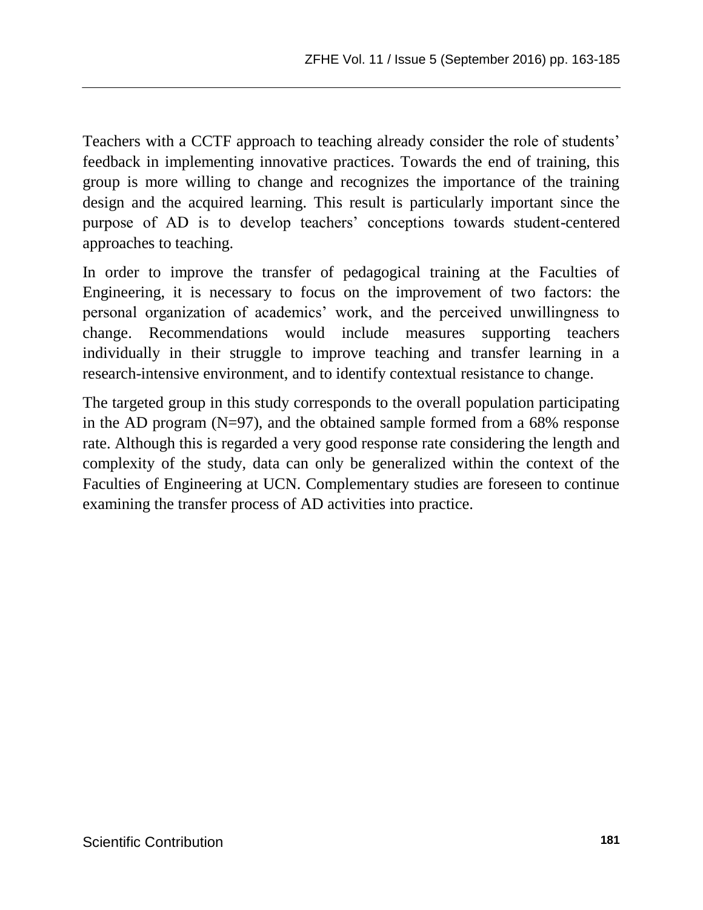Teachers with a CCTF approach to teaching already consider the role of students' feedback in implementing innovative practices. Towards the end of training, this group is more willing to change and recognizes the importance of the training design and the acquired learning. This result is particularly important since the purpose of AD is to develop teachers' conceptions towards student-centered approaches to teaching.

In order to improve the transfer of pedagogical training at the Faculties of Engineering, it is necessary to focus on the improvement of two factors: the personal organization of academics' work, and the perceived unwillingness to change. Recommendations would include measures supporting teachers individually in their struggle to improve teaching and transfer learning in a research-intensive environment, and to identify contextual resistance to change.

The targeted group in this study corresponds to the overall population participating in the AD program (N=97), and the obtained sample formed from a 68% response rate. Although this is regarded a very good response rate considering the length and complexity of the study, data can only be generalized within the context of the Faculties of Engineering at UCN. Complementary studies are foreseen to continue examining the transfer process of AD activities into practice.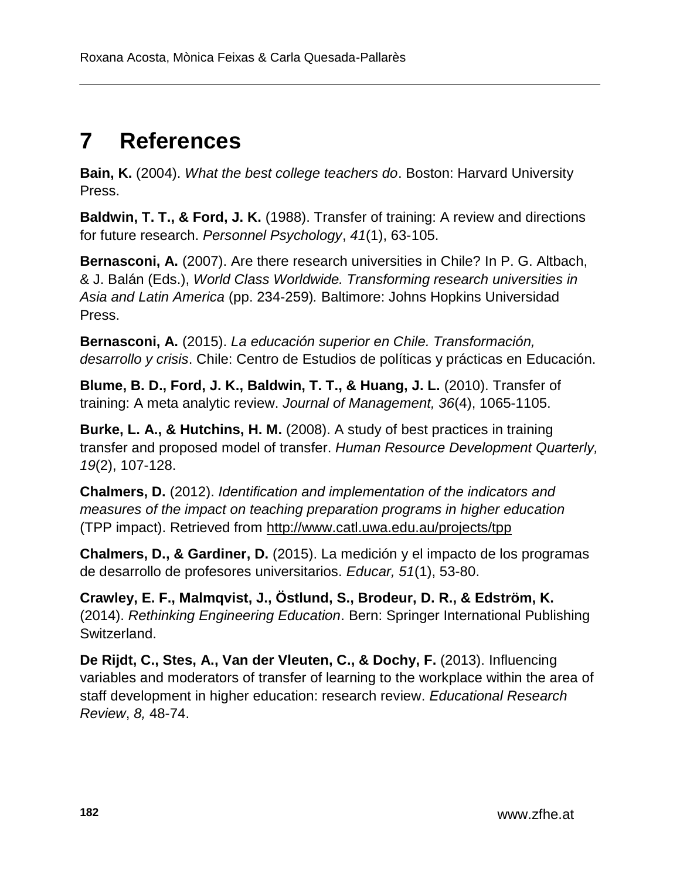# 7 References

**Bain, K.** (2004). *What the best college teachers do*. Boston: Harvard University Press.

**Baldwin, T. T., & Ford, J. K.** (1988). Transfer of training: A review and directions for future research. *Personnel Psychology*, *41*(1), 63-105.

**Bernasconi, A.** (2007). Are there research universities in Chile? In P. G. Altbach, & J. Balán (Eds.), *World Class Worldwide. Transforming research universities in Asia and Latin America* (pp. 234-259)*.* Baltimore: Johns Hopkins Universidad Press.

**Bernasconi, A.** (2015). *La educación superior en Chile. Transformación, desarrollo y crisis*. Chile: Centro de Estudios de políticas y prácticas en Educación.

**Blume, B. D., Ford, J. K., Baldwin, T. T., & Huang, J. L.** (2010). Transfer of training: A meta analytic review. *Journal of Management, 36*(4), 1065-1105.

**Burke, L. A., & Hutchins, H. M.** (2008). A study of best practices in training transfer and proposed model of transfer. *Human Resource Development Quarterly, 19*(2), 107-128.

**Chalmers, D.** (2012). *Identification and implementation of the indicators and measures of the impact on teaching preparation programs in higher education* (TPP impact). Retrieved from http://www.catl.uwa.edu.au/projects/tpp

**Chalmers, D., & Gardiner, D.** (2015). La medición y el impacto de los programas de desarrollo de profesores universitarios. *Educar, 51*(1), 53-80.

**Crawley, E. F., Malmqvist, J., Östlund, S., Brodeur, D. R., & Edström, K.** (2014). *Rethinking Engineering Education*. Bern: Springer International Publishing Switzerland.

**De Rijdt, C., Stes, A., Van der Vleuten, C., & Dochy, F.** (2013). Influencing variables and moderators of transfer of learning to the workplace within the area of staff development in higher education: research review. *Educational Research Review*, *8,* 48-74.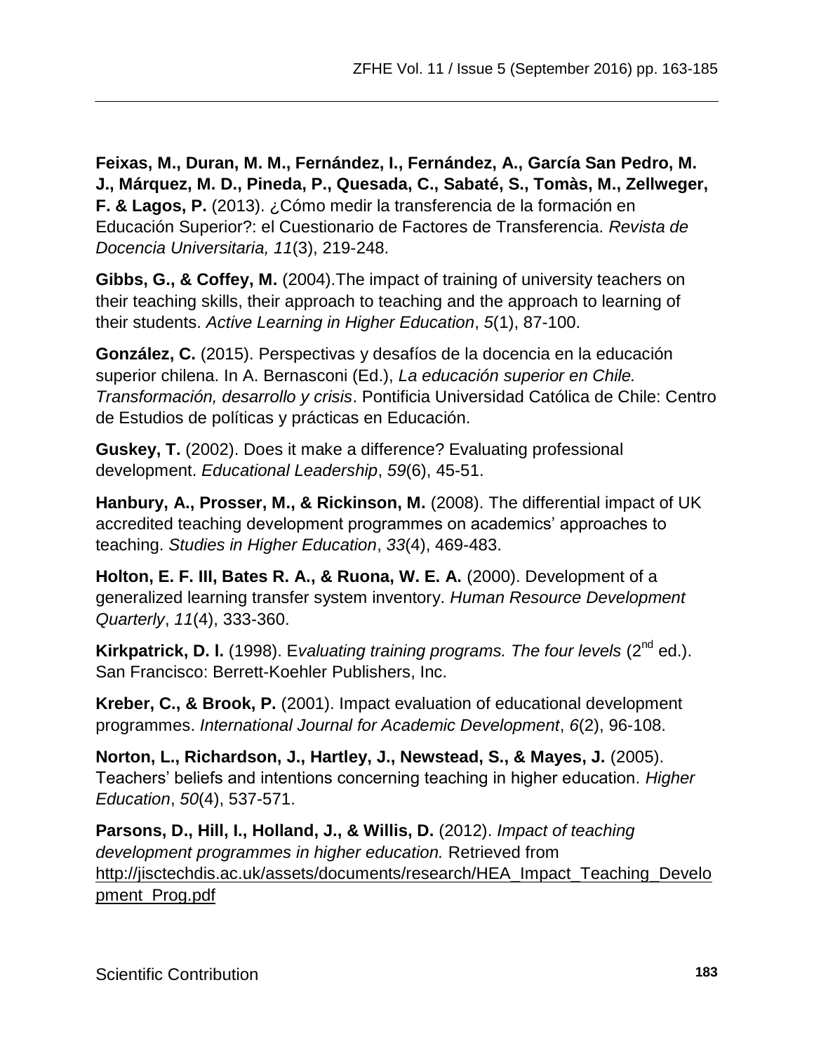**Feixas, M., Duran, M. M., Fernández, I., Fernández, A., García San Pedro, M. J., Márquez, M. D., Pineda, P., Quesada, C., Sabaté, S., Tomàs, M., Zellweger, F. & Lagos, P.** (2013). ¿Cómo medir la transferencia de la formación en Educación Superior?: el Cuestionario de Factores de Transferencia. *Revista de Docencia Universitaria, 11*(3), 219-248.

**Gibbs, G., & Coffey, M.** (2004).The impact of training of university teachers on their teaching skills, their approach to teaching and the approach to learning of their students. *Active Learning in Higher Education*, *5*(1), 87-100.

**González, C.** (2015). Perspectivas y desafíos de la docencia en la educación superior chilena. In A. Bernasconi (Ed.), *La educación superior en Chile. Transformación, desarrollo y crisis*. Pontificia Universidad Católica de Chile: Centro de Estudios de políticas y prácticas en Educación.

**Guskey, T.** (2002). Does it make a difference? Evaluating professional development. *Educational Leadership*, *59*(6), 45-51.

**Hanbury, A., Prosser, M., & Rickinson, M.** (2008). The differential impact of UK accredited teaching development programmes on academics' approaches to teaching. *Studies in Higher Education*, *33*(4), 469-483.

**Holton, E. F. III, Bates R. A., & Ruona, W. E. A.** (2000). Development of a generalized learning transfer system inventory. *Human Resource Development Quarterly*, *11*(4), 333-360.

**Kirkpatrick, D. l.** (1998). E*valuating training programs. The four levels* (2nd ed.). San Francisco: Berrett-Koehler Publishers, Inc.

**Kreber, C., & Brook, P.** (2001). Impact evaluation of educational development programmes. *International Journal for Academic Development*, *6*(2), 96-108.

**Norton, L., Richardson, J., Hartley, J., Newstead, S., & Mayes, J.** (2005). Teachers' beliefs and intentions concerning teaching in higher education. *Higher Education*, *50*(4), 537-571.

**Parsons, D., Hill, I., Holland, J., & Willis, D.** (2012). *Impact of teaching development programmes in higher education.* Retrieved from http://jisctechdis.ac.uk/assets/documents/research/HEA_Impact_Teaching_Development_Prog.pdf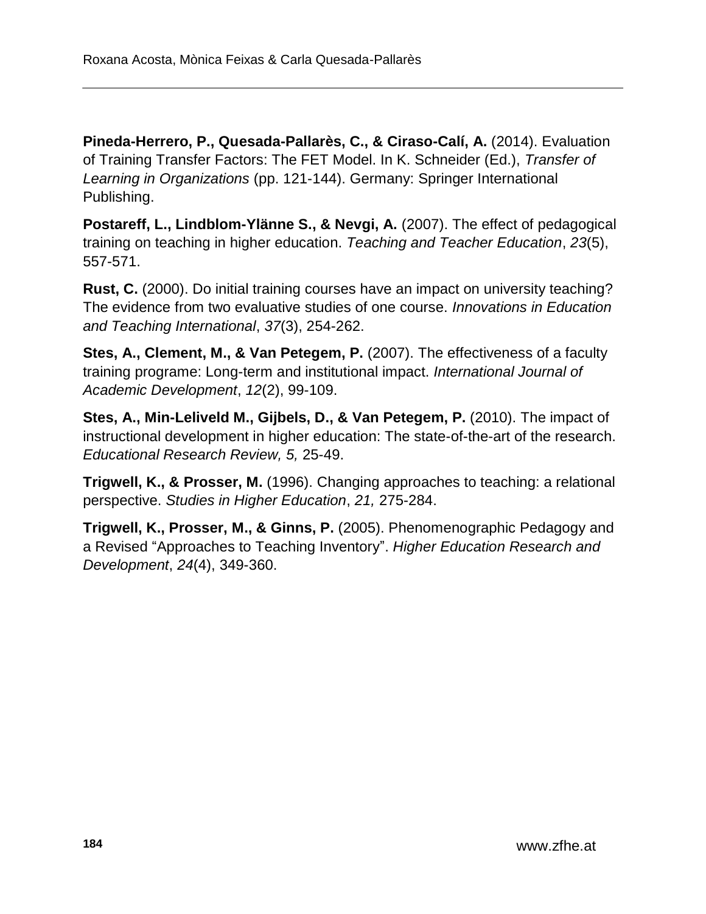**Pineda-Herrero, P., Quesada-Pallarès, C., & Ciraso-Calí, A.** (2014). Evaluation of Training Transfer Factors: The FET Model. In K. Schneider (Ed.), *Transfer of Learning in Organizations* (pp. 121-144). Germany: Springer International Publishing.

**Postareff, L., Lindblom-Ylänne S., & Nevgi, A.** (2007). The effect of pedagogical training on teaching in higher education. *Teaching and Teacher Education*, *23*(5), 557-571.

**Rust, C.** (2000). Do initial training courses have an impact on university teaching? The evidence from two evaluative studies of one course. *Innovations in Education and Teaching International*, *37*(3), 254-262.

**Stes, A., Clement, M., & Van Petegem, P.** (2007). The effectiveness of a faculty training programe: Long-term and institutional impact. *International Journal of Academic Development*, *12*(2), 99-109.

**Stes, A., Min-Leliveld M., Gijbels, D., & Van Petegem, P.** (2010). The impact of instructional development in higher education: The state-of-the-art of the research. *Educational Research Review, 5,* 25-49.

**Trigwell, K., & Prosser, M.** (1996). Changing approaches to teaching: a relational perspective. *Studies in Higher Education*, *21,* 275-284.

**Trigwell, K., Prosser, M., & Ginns, P.** (2005). Phenomenographic Pedagogy and a Revised "Approaches to Teaching Inventory". *Higher Education Research and Development*, *24*(4), 349-360.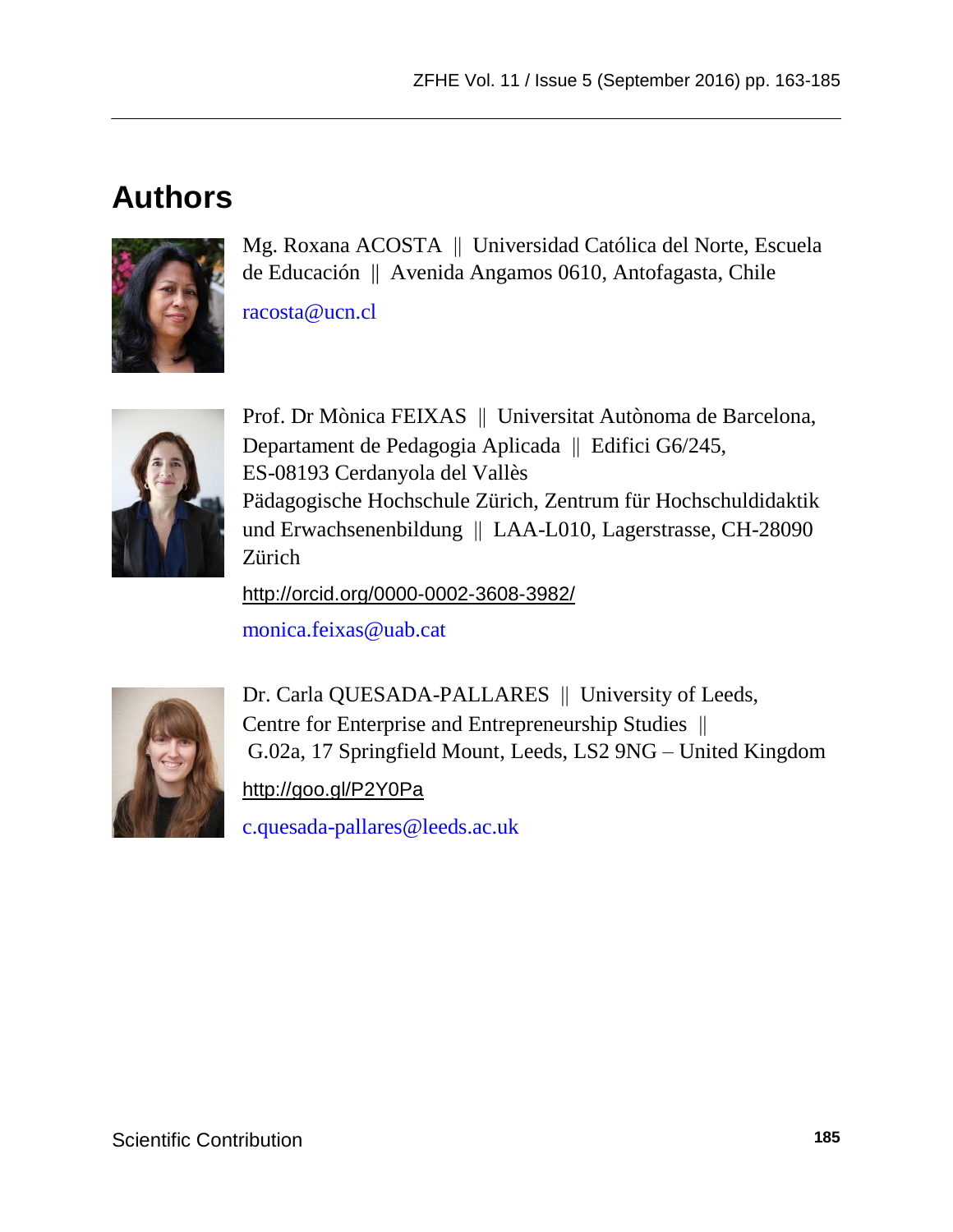## Authors

Mg. Roxana ACOSTA || Universidad Católica del Norte, Escuela de Educación || Avenida Angamos 0610, Antofagasta, Chile

racosta@ucn.cl

Prof. Dr Mònica FEIXAS || Universitat Autònoma de Barcelona, Departament de Pedagogia Aplicada || Edifici G6/245, ES-08193 Cerdanyola del Vallès
Pädagogische Hochschule Zürich, Zentrum für Hochschuldidaktik und Erwachsenenbildung || LAA-L010, Lagerstrasse, CH-28090 Zürich

http://orcid.org/0000-0002-3608-3982/

monica.feixas@uab.cat

Dr. Carla QUESADA-PALLARES || University of Leeds, Centre for Enterprise and Entrepreneurship Studies || G.02a, 17 Springfield Mount, Leeds, LS2 9NG – United Kingdom

http://goo.gl/P2Y0Pa

c.quesada-pallares@leeds.ac.uk